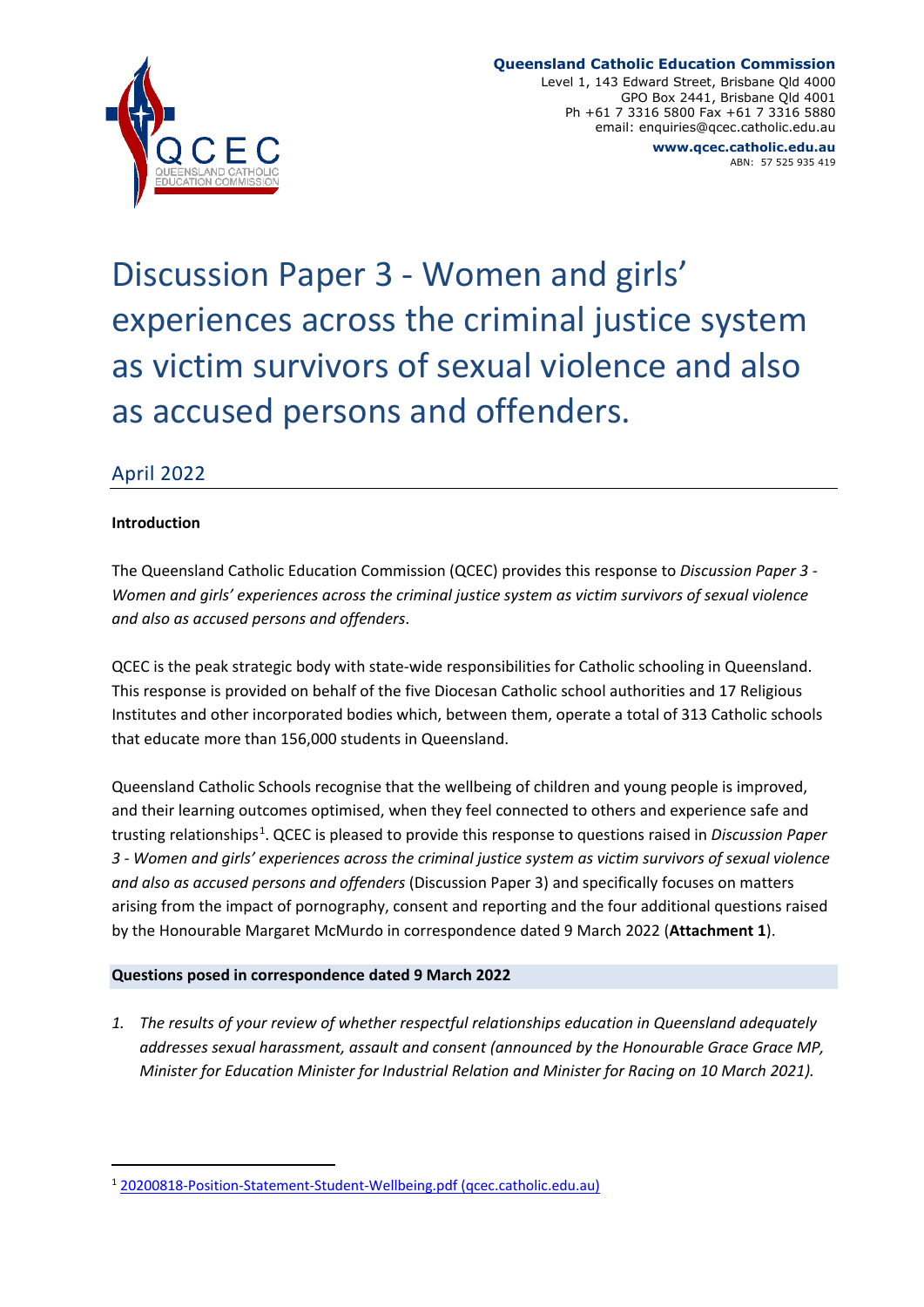**Queensland Catholic Education Commission**
Level 1, 143 Edward Street, Brisbane Qld 4000
GPO Box 2441, Brisbane Qld 4001
Ph +61 7 3316 5800 Fax +61 7 3316 5880
email: enquiries@qcec.catholic.edu.au
**www.qcec.catholic.edu.au**
ABN: 57 525 935 419

# Discussion Paper 3 - Women and girls' experiences across the criminal justice system as victim survivors of sexual violence and also as accused persons and offenders.

## April 2022

**Introduction**

The Queensland Catholic Education Commission (QCEC) provides this response to *Discussion Paper 3 - Women and girls' experiences across the criminal justice system as victim survivors of sexual violence and also as accused persons and offenders*.

QCEC is the peak strategic body with state-wide responsibilities for Catholic schooling in Queensland. This response is provided on behalf of the five Diocesan Catholic school authorities and 17 Religious Institutes and other incorporated bodies which, between them, operate a total of 313 Catholic schools that educate more than 156,000 students in Queensland.

Queensland Catholic Schools recognise that the wellbeing of children and young people is improved, and their learning outcomes optimised, when they feel connected to others and experience safe and trusting relationships[1]. QCEC is pleased to provide this response to questions raised in *Discussion Paper 3 - Women and girls' experiences across the criminal justice system as victim survivors of sexual violence and also as accused persons and offenders* (Discussion Paper 3) and specifically focuses on matters arising from the impact of pornography, consent and reporting and the four additional questions raised by the Honourable Margaret McMurdo in correspondence dated 9 March 2022 (**Attachment 1**).

**Questions posed in correspondence dated 9 March 2022**

1. *The results of your review of whether respectful relationships education in Queensland adequately addresses sexual harassment, assault and consent (announced by the Honourable Grace Grace MP, Minister for Education Minister for Industrial Relation and Minister for Racing on 10 March 2021).*

[1] 20200818-Position-Statement-Student-Wellbeing.pdf (qcec.catholic.edu.au)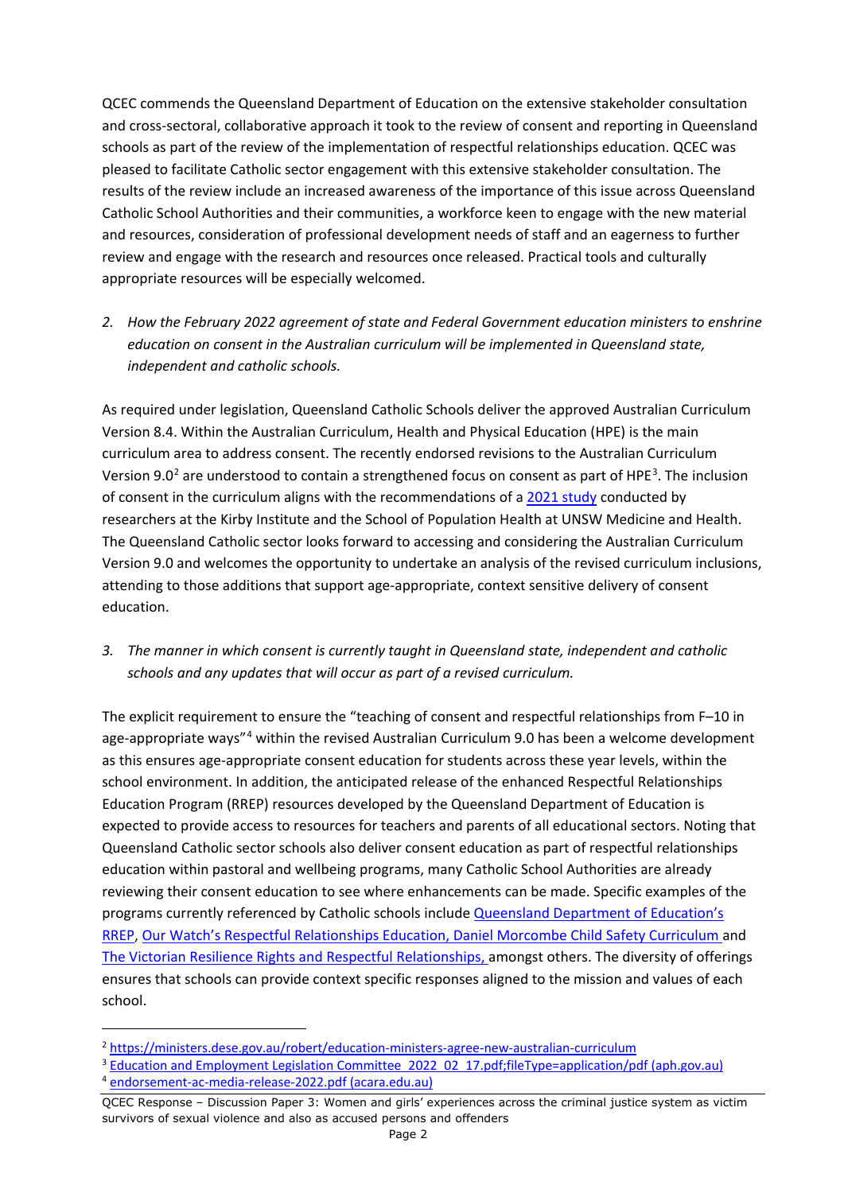QCEC commends the Queensland Department of Education on the extensive stakeholder consultation and cross-sectoral, collaborative approach it took to the review of consent and reporting in Queensland schools as part of the review of the implementation of respectful relationships education. QCEC was pleased to facilitate Catholic sector engagement with this extensive stakeholder consultation. The results of the review include an increased awareness of the importance of this issue across Queensland Catholic School Authorities and their communities, a workforce keen to engage with the new material and resources, consideration of professional development needs of staff and an eagerness to further review and engage with the research and resources once released. Practical tools and culturally appropriate resources will be especially welcomed.

2. *How the February 2022 agreement of state and Federal Government education ministers to enshrine education on consent in the Australian curriculum will be implemented in Queensland state, independent and catholic schools.*

As required under legislation, Queensland Catholic Schools deliver the approved Australian Curriculum Version 8.4. Within the Australian Curriculum, Health and Physical Education (HPE) is the main curriculum area to address consent. The recently endorsed revisions to the Australian Curriculum Version 9.0[2] are understood to contain a strengthened focus on consent as part of HPE[3]. The inclusion of consent in the curriculum aligns with the recommendations of a [2021 study](#) conducted by researchers at the Kirby Institute and the School of Population Health at UNSW Medicine and Health. The Queensland Catholic sector looks forward to accessing and considering the Australian Curriculum Version 9.0 and welcomes the opportunity to undertake an analysis of the revised curriculum inclusions, attending to those additions that support age-appropriate, context sensitive delivery of consent education.

3. *The manner in which consent is currently taught in Queensland state, independent and catholic schools and any updates that will occur as part of a revised curriculum.*

The explicit requirement to ensure the "teaching of consent and respectful relationships from F–10 in age-appropriate ways"[4] within the revised Australian Curriculum 9.0 has been a welcome development as this ensures age-appropriate consent education for students across these year levels, within the school environment. In addition, the anticipated release of the enhanced Respectful Relationships Education Program (RREP) resources developed by the Queensland Department of Education is expected to provide access to resources for teachers and parents of all educational sectors. Noting that Queensland Catholic sector schools also deliver consent education as part of respectful relationships education within pastoral and wellbeing programs, many Catholic School Authorities are already reviewing their consent education to see where enhancements can be made. Specific examples of the programs currently referenced by Catholic schools include Queensland Department of Education's RREP, Our Watch's Respectful Relationships Education, Daniel Morcombe Child Safety Curriculum and The Victorian Resilience Rights and Respectful Relationships, amongst others. The diversity of offerings ensures that schools can provide context specific responses aligned to the mission and values of each school.

---

[2] https://ministers.dese.gov.au/robert/education-ministers-agree-new-australian-curriculum

[3] Education and Employment Legislation Committee_2022_02_17.pdf;fileType=application/pdf (aph.gov.au)

[4] endorsement-ac-media-release-2022.pdf (acara.edu.au)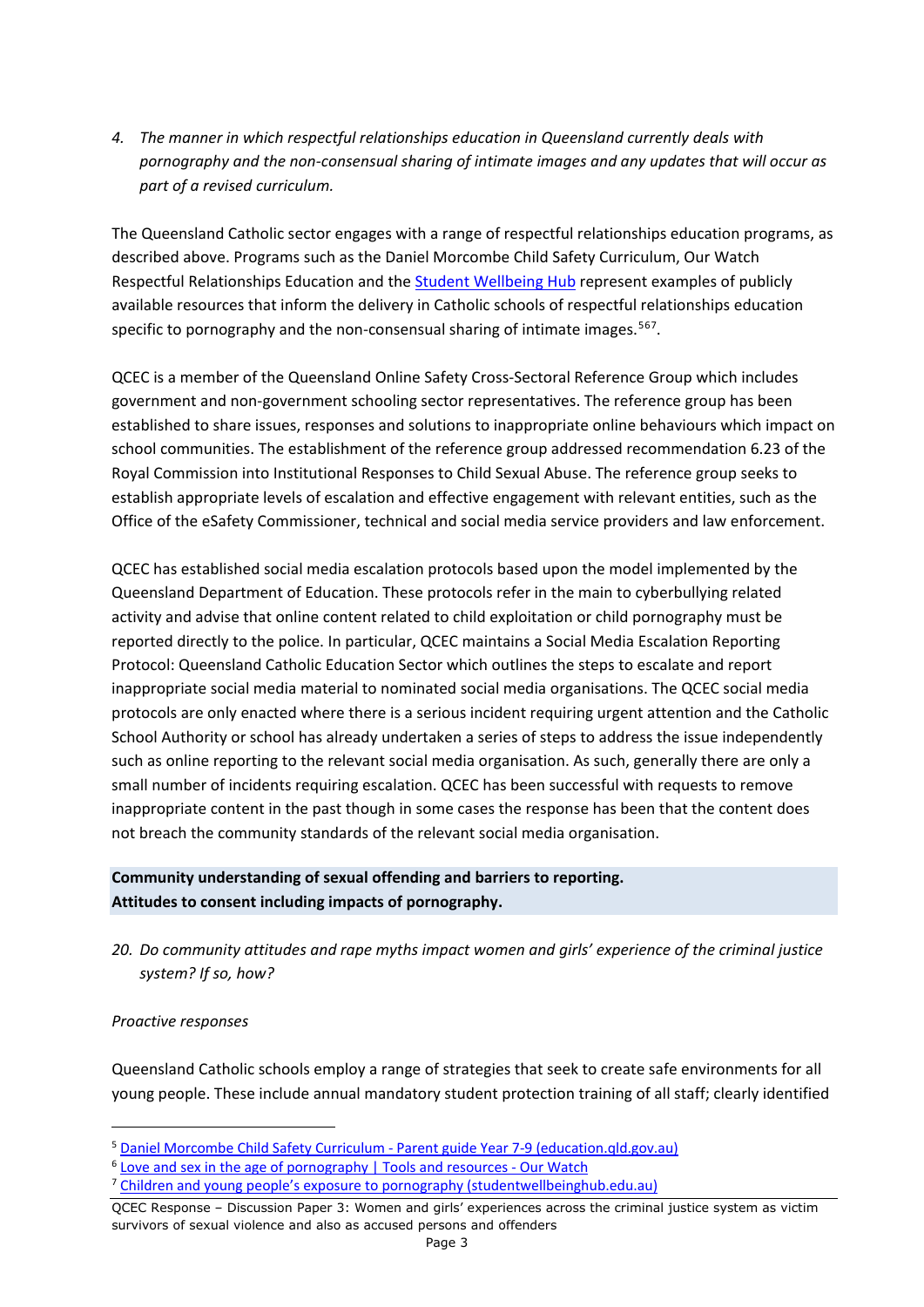*4. The manner in which respectful relationships education in Queensland currently deals with pornography and the non-consensual sharing of intimate images and any updates that will occur as part of a revised curriculum.*

The Queensland Catholic sector engages with a range of respectful relationships education programs, as described above. Programs such as the Daniel Morcombe Child Safety Curriculum, Our Watch Respectful Relationships Education and the Student Wellbeing Hub represent examples of publicly available resources that inform the delivery in Catholic schools of respectful relationships education specific to pornography and the non-consensual sharing of intimate images.[5][6][7].

QCEC is a member of the Queensland Online Safety Cross-Sectoral Reference Group which includes government and non-government schooling sector representatives. The reference group has been established to share issues, responses and solutions to inappropriate online behaviours which impact on school communities. The establishment of the reference group addressed recommendation 6.23 of the Royal Commission into Institutional Responses to Child Sexual Abuse. The reference group seeks to establish appropriate levels of escalation and effective engagement with relevant entities, such as the Office of the eSafety Commissioner, technical and social media service providers and law enforcement.

QCEC has established social media escalation protocols based upon the model implemented by the Queensland Department of Education. These protocols refer in the main to cyberbullying related activity and advise that online content related to child exploitation or child pornography must be reported directly to the police. In particular, QCEC maintains a Social Media Escalation Reporting Protocol: Queensland Catholic Education Sector which outlines the steps to escalate and report inappropriate social media material to nominated social media organisations. The QCEC social media protocols are only enacted where there is a serious incident requiring urgent attention and the Catholic School Authority or school has already undertaken a series of steps to address the issue independently such as online reporting to the relevant social media organisation. As such, generally there are only a small number of incidents requiring escalation. QCEC has been successful with requests to remove inappropriate content in the past though in some cases the response has been that the content does not breach the community standards of the relevant social media organisation.

**Community understanding of sexual offending and barriers to reporting.**
**Attitudes to consent including impacts of pornography.**

*20. Do community attitudes and rape myths impact women and girls' experience of the criminal justice system? If so, how?*

*Proactive responses*

Queensland Catholic schools employ a range of strategies that seek to create safe environments for all young people. These include annual mandatory student protection training of all staff; clearly identified

---

[5] Daniel Morcombe Child Safety Curriculum - Parent guide Year 7-9 (education.qld.gov.au)

[6] Love and sex in the age of pornography | Tools and resources - Our Watch

[7] Children and young people's exposure to pornography (studentwellbeinghub.edu.au)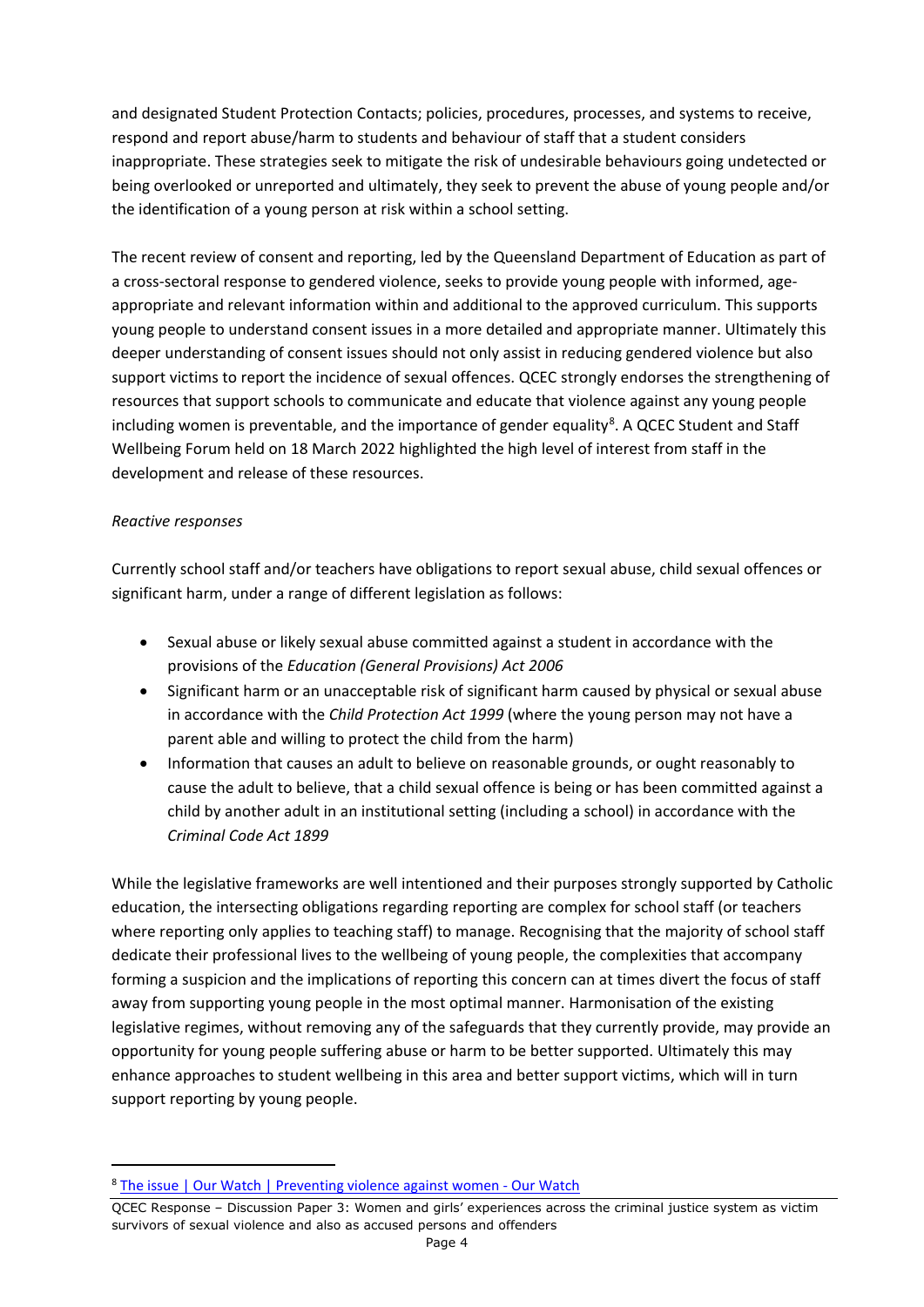and designated Student Protection Contacts; policies, procedures, processes, and systems to receive, respond and report abuse/harm to students and behaviour of staff that a student considers inappropriate. These strategies seek to mitigate the risk of undesirable behaviours going undetected or being overlooked or unreported and ultimately, they seek to prevent the abuse of young people and/or the identification of a young person at risk within a school setting.

The recent review of consent and reporting, led by the Queensland Department of Education as part of a cross-sectoral response to gendered violence, seeks to provide young people with informed, age-appropriate and relevant information within and additional to the approved curriculum. This supports young people to understand consent issues in a more detailed and appropriate manner. Ultimately this deeper understanding of consent issues should not only assist in reducing gendered violence but also support victims to report the incidence of sexual offences. QCEC strongly endorses the strengthening of resources that support schools to communicate and educate that violence against any young people including women is preventable, and the importance of gender equality[8]. A QCEC Student and Staff Wellbeing Forum held on 18 March 2022 highlighted the high level of interest from staff in the development and release of these resources.

*Reactive responses*

Currently school staff and/or teachers have obligations to report sexual abuse, child sexual offences or significant harm, under a range of different legislation as follows:

- Sexual abuse or likely sexual abuse committed against a student in accordance with the provisions of the *Education (General Provisions) Act 2006*
- Significant harm or an unacceptable risk of significant harm caused by physical or sexual abuse in accordance with the *Child Protection Act 1999* (where the young person may not have a parent able and willing to protect the child from the harm)
- Information that causes an adult to believe on reasonable grounds, or ought reasonably to cause the adult to believe, that a child sexual offence is being or has been committed against a child by another adult in an institutional setting (including a school) in accordance with the *Criminal Code Act 1899*

While the legislative frameworks are well intentioned and their purposes strongly supported by Catholic education, the intersecting obligations regarding reporting are complex for school staff (or teachers where reporting only applies to teaching staff) to manage. Recognising that the majority of school staff dedicate their professional lives to the wellbeing of young people, the complexities that accompany forming a suspicion and the implications of reporting this concern can at times divert the focus of staff away from supporting young people in the most optimal manner. Harmonisation of the existing legislative regimes, without removing any of the safeguards that they currently provide, may provide an opportunity for young people suffering abuse or harm to be better supported. Ultimately this may enhance approaches to student wellbeing in this area and better support victims, which will in turn support reporting by young people.

---

[8] The issue | Our Watch | Preventing violence against women - Our Watch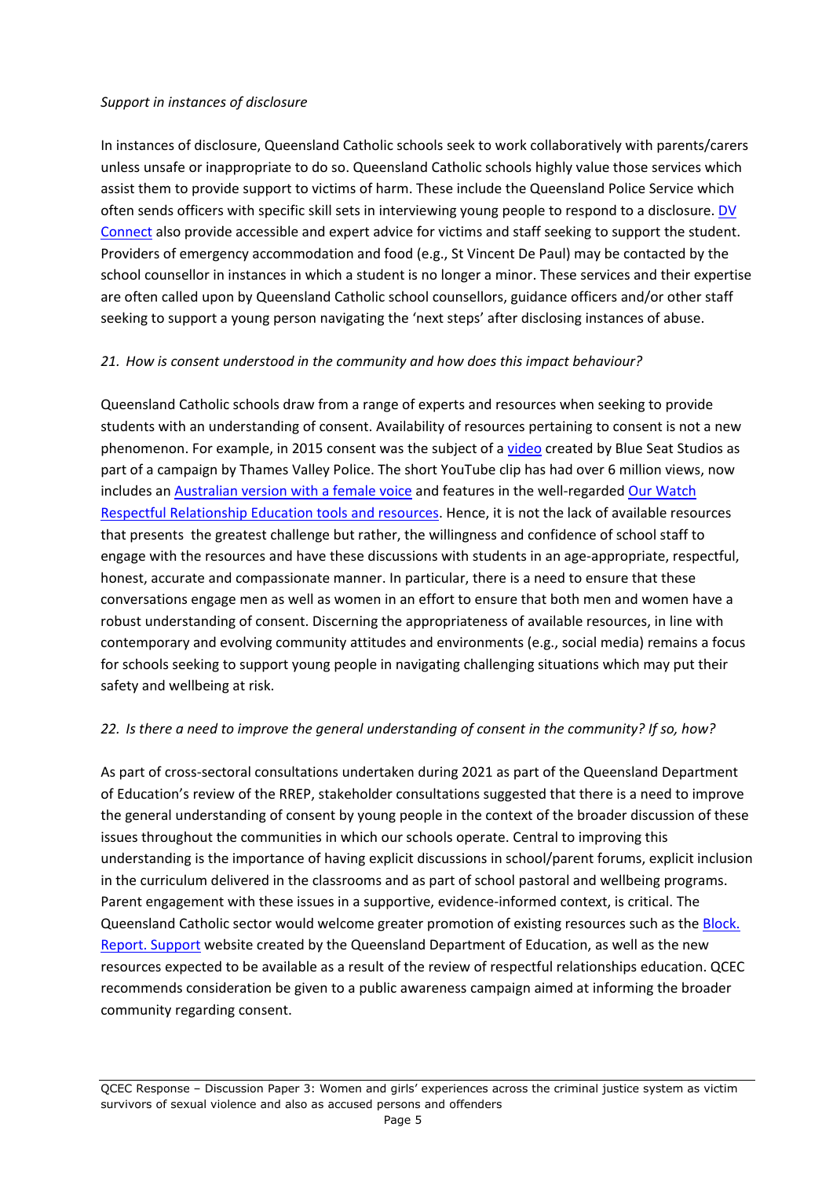*Support in instances of disclosure*

In instances of disclosure, Queensland Catholic schools seek to work collaboratively with parents/carers unless unsafe or inappropriate to do so. Queensland Catholic schools highly value those services which assist them to provide support to victims of harm. These include the Queensland Police Service which often sends officers with specific skill sets in interviewing young people to respond to a disclosure. DV Connect also provide accessible and expert advice for victims and staff seeking to support the student. Providers of emergency accommodation and food (e.g., St Vincent De Paul) may be contacted by the school counsellor in instances in which a student is no longer a minor. These services and their expertise are often called upon by Queensland Catholic school counsellors, guidance officers and/or other staff seeking to support a young person navigating the 'next steps' after disclosing instances of abuse.

*21. How is consent understood in the community and how does this impact behaviour?*

Queensland Catholic schools draw from a range of experts and resources when seeking to provide students with an understanding of consent. Availability of resources pertaining to consent is not a new phenomenon. For example, in 2015 consent was the subject of a video created by Blue Seat Studios as part of a campaign by Thames Valley Police. The short YouTube clip has had over 6 million views, now includes an Australian version with a female voice and features in the well-regarded Our Watch Respectful Relationship Education tools and resources. Hence, it is not the lack of available resources that presents the greatest challenge but rather, the willingness and confidence of school staff to engage with the resources and have these discussions with students in an age-appropriate, respectful, honest, accurate and compassionate manner. In particular, there is a need to ensure that these conversations engage men as well as women in an effort to ensure that both men and women have a robust understanding of consent. Discerning the appropriateness of available resources, in line with contemporary and evolving community attitudes and environments (e.g., social media) remains a focus for schools seeking to support young people in navigating challenging situations which may put their safety and wellbeing at risk.

*22. Is there a need to improve the general understanding of consent in the community? If so, how?*

As part of cross-sectoral consultations undertaken during 2021 as part of the Queensland Department of Education's review of the RREP, stakeholder consultations suggested that there is a need to improve the general understanding of consent by young people in the context of the broader discussion of these issues throughout the communities in which our schools operate. Central to improving this understanding is the importance of having explicit discussions in school/parent forums, explicit inclusion in the curriculum delivered in the classrooms and as part of school pastoral and wellbeing programs. Parent engagement with these issues in a supportive, evidence-informed context, is critical. The Queensland Catholic sector would welcome greater promotion of existing resources such as the Block. Report. Support website created by the Queensland Department of Education, as well as the new resources expected to be available as a result of the review of respectful relationships education. QCEC recommends consideration be given to a public awareness campaign aimed at informing the broader community regarding consent.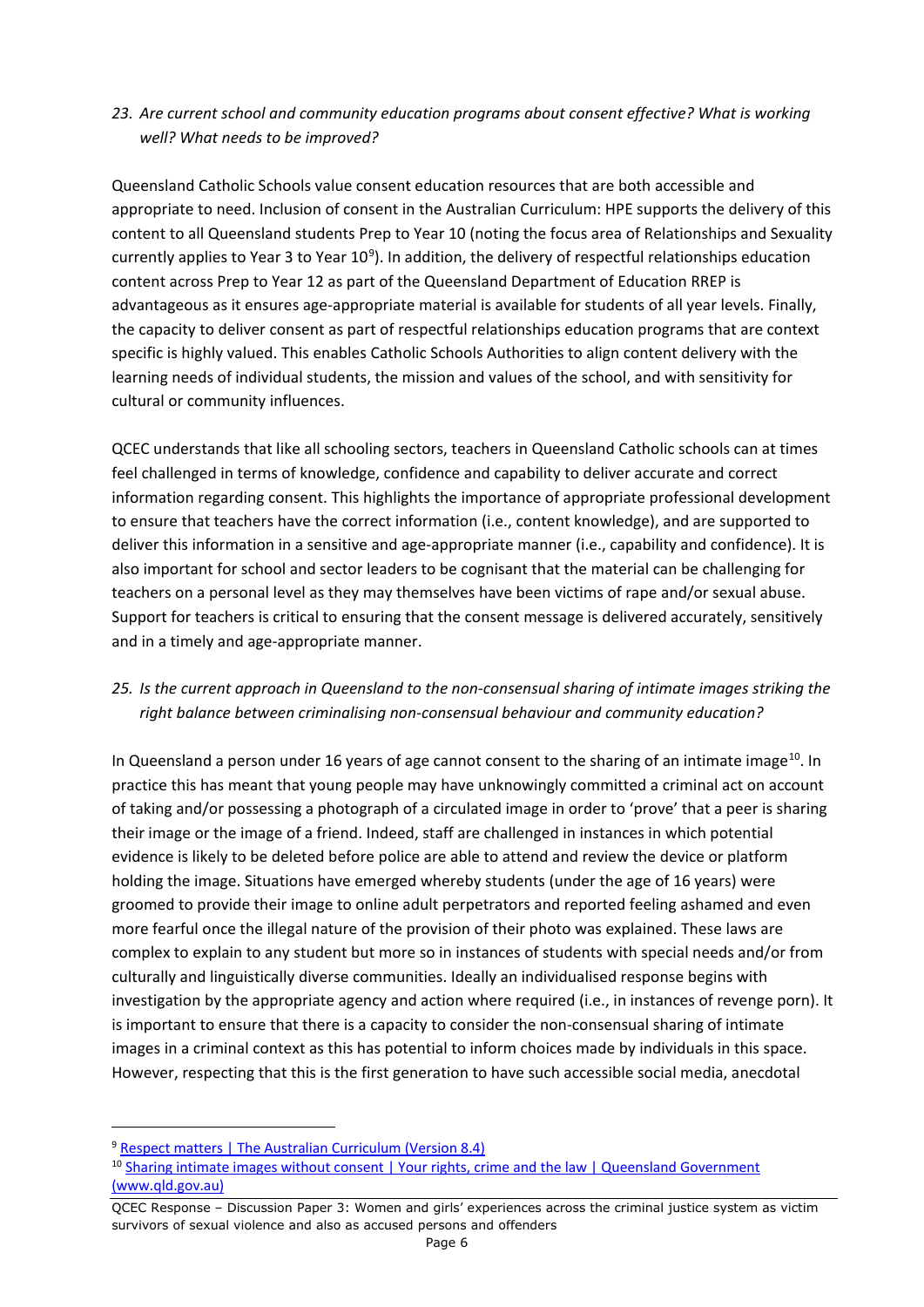*23. Are current school and community education programs about consent effective? What is working well? What needs to be improved?*

Queensland Catholic Schools value consent education resources that are both accessible and appropriate to need. Inclusion of consent in the Australian Curriculum: HPE supports the delivery of this content to all Queensland students Prep to Year 10 (noting the focus area of Relationships and Sexuality currently applies to Year 3 to Year 10[9]). In addition, the delivery of respectful relationships education content across Prep to Year 12 as part of the Queensland Department of Education RREP is advantageous as it ensures age-appropriate material is available for students of all year levels. Finally, the capacity to deliver consent as part of respectful relationships education programs that are context specific is highly valued. This enables Catholic Schools Authorities to align content delivery with the learning needs of individual students, the mission and values of the school, and with sensitivity for cultural or community influences.

QCEC understands that like all schooling sectors, teachers in Queensland Catholic schools can at times feel challenged in terms of knowledge, confidence and capability to deliver accurate and correct information regarding consent. This highlights the importance of appropriate professional development to ensure that teachers have the correct information (i.e., content knowledge), and are supported to deliver this information in a sensitive and age-appropriate manner (i.e., capability and confidence). It is also important for school and sector leaders to be cognisant that the material can be challenging for teachers on a personal level as they may themselves have been victims of rape and/or sexual abuse. Support for teachers is critical to ensuring that the consent message is delivered accurately, sensitively and in a timely and age-appropriate manner.

*25. Is the current approach in Queensland to the non-consensual sharing of intimate images striking the right balance between criminalising non-consensual behaviour and community education?*

In Queensland a person under 16 years of age cannot consent to the sharing of an intimate image[10]. In practice this has meant that young people may have unknowingly committed a criminal act on account of taking and/or possessing a photograph of a circulated image in order to 'prove' that a peer is sharing their image or the image of a friend. Indeed, staff are challenged in instances in which potential evidence is likely to be deleted before police are able to attend and review the device or platform holding the image. Situations have emerged whereby students (under the age of 16 years) were groomed to provide their image to online adult perpetrators and reported feeling ashamed and even more fearful once the illegal nature of the provision of their photo was explained. These laws are complex to explain to any student but more so in instances of students with special needs and/or from culturally and linguistically diverse communities. Ideally an individualised response begins with investigation by the appropriate agency and action where required (i.e., in instances of revenge porn). It is important to ensure that there is a capacity to consider the non-consensual sharing of intimate images in a criminal context as this has potential to inform choices made by individuals in this space. However, respecting that this is the first generation to have such accessible social media, anecdotal

---

[9] Respect matters | The Australian Curriculum (Version 8.4)

[10] Sharing intimate images without consent | Your rights, crime and the law | Queensland Government (www.qld.gov.au)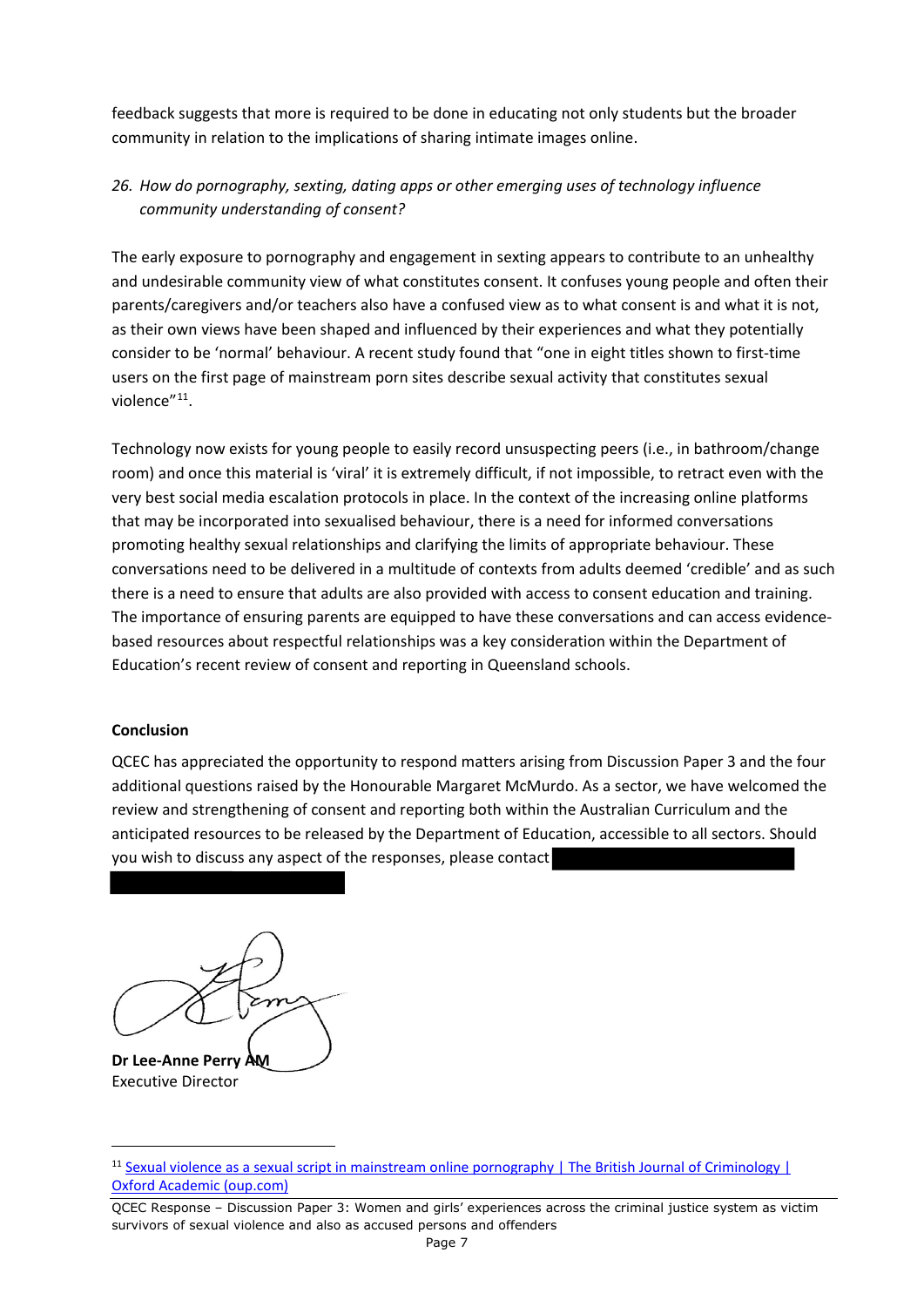feedback suggests that more is required to be done in educating not only students but the broader community in relation to the implications of sharing intimate images online.

*26. How do pornography, sexting, dating apps or other emerging uses of technology influence community understanding of consent?*

The early exposure to pornography and engagement in sexting appears to contribute to an unhealthy and undesirable community view of what constitutes consent. It confuses young people and often their parents/caregivers and/or teachers also have a confused view as to what consent is and what it is not, as their own views have been shaped and influenced by their experiences and what they potentially consider to be 'normal' behaviour. A recent study found that "one in eight titles shown to first-time users on the first page of mainstream porn sites describe sexual activity that constitutes sexual violence"[11].

Technology now exists for young people to easily record unsuspecting peers (i.e., in bathroom/change room) and once this material is 'viral' it is extremely difficult, if not impossible, to retract even with the very best social media escalation protocols in place. In the context of the increasing online platforms that may be incorporated into sexualised behaviour, there is a need for informed conversations promoting healthy sexual relationships and clarifying the limits of appropriate behaviour. These conversations need to be delivered in a multitude of contexts from adults deemed 'credible' and as such there is a need to ensure that adults are also provided with access to consent education and training. The importance of ensuring parents are equipped to have these conversations and can access evidence-based resources about respectful relationships was a key consideration within the Department of Education's recent review of consent and reporting in Queensland schools.

**Conclusion**

QCEC has appreciated the opportunity to respond matters arising from Discussion Paper 3 and the four additional questions raised by the Honourable Margaret McMurdo. As a sector, we have welcomed the review and strengthening of consent and reporting both within the Australian Curriculum and the anticipated resources to be released by the Department of Education, accessible to all sectors. Should you wish to discuss any aspect of the responses, please contact [REDACTED]

**Dr Lee-Anne Perry AM**
Executive Director

---

[11] Sexual violence as a sexual script in mainstream online pornography | The British Journal of Criminology | Oxford Academic (oup.com)

QCEC Response – Discussion Paper 3: Women and girls' experiences across the criminal justice system as victim survivors of sexual violence and also as accused persons and offenders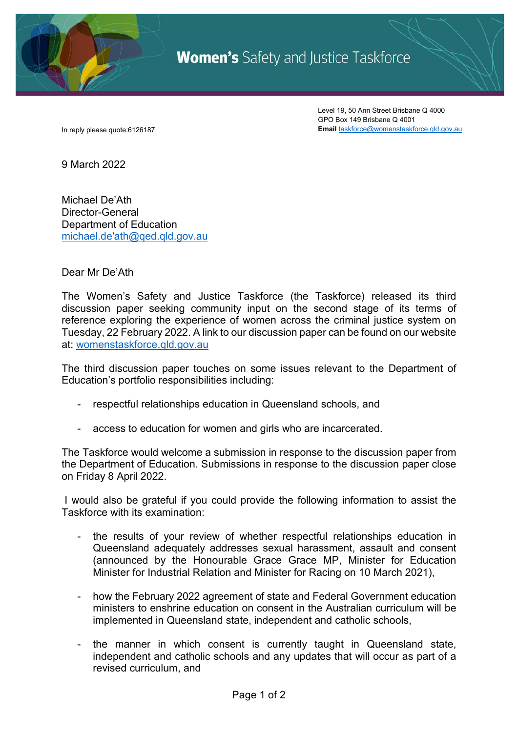# **Women's** Safety and Justice Taskforce

Level 19, 50 Ann Street Brisbane Q 4000
GPO Box 149 Brisbane Q 4001
**Email** taskforce@womenstaskforce.qld.gov.au

In reply please quote:6126187

9 March 2022

Michael De'Ath
Director-General
Department of Education
michael.de'ath@qed.qld.gov.au

Dear Mr De'Ath

The Women's Safety and Justice Taskforce (the Taskforce) released its third discussion paper seeking community input on the second stage of its terms of reference exploring the experience of women across the criminal justice system on Tuesday, 22 February 2022. A link to our discussion paper can be found on our website at: womenstaskforce.qld.gov.au

The third discussion paper touches on some issues relevant to the Department of Education's portfolio responsibilities including:

- respectful relationships education in Queensland schools, and
- access to education for women and girls who are incarcerated.

The Taskforce would welcome a submission in response to the discussion paper from the Department of Education. Submissions in response to the discussion paper close on Friday 8 April 2022.

I would also be grateful if you could provide the following information to assist the Taskforce with its examination:

- the results of your review of whether respectful relationships education in Queensland adequately addresses sexual harassment, assault and consent (announced by the Honourable Grace Grace MP, Minister for Education Minister for Industrial Relation and Minister for Racing on 10 March 2021),
- how the February 2022 agreement of state and Federal Government education ministers to enshrine education on consent in the Australian curriculum will be implemented in Queensland state, independent and catholic schools,
- the manner in which consent is currently taught in Queensland state, independent and catholic schools and any updates that will occur as part of a revised curriculum, and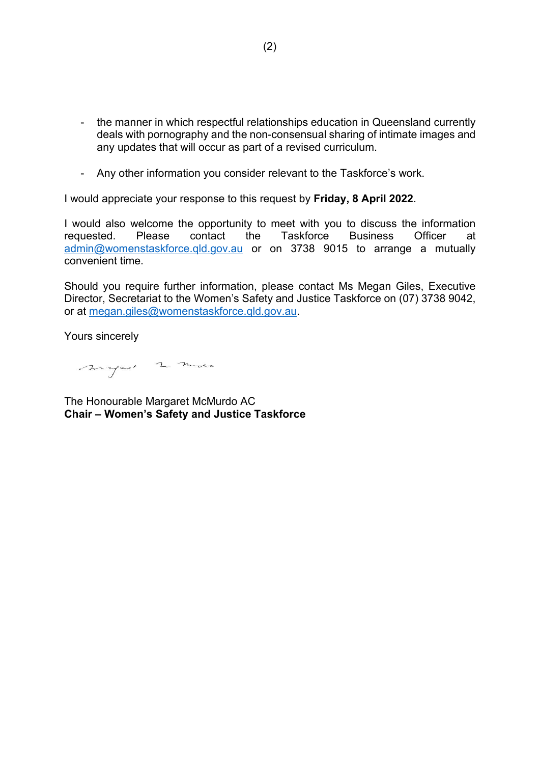- the manner in which respectful relationships education in Queensland currently deals with pornography and the non-consensual sharing of intimate images and any updates that will occur as part of a revised curriculum.

- Any other information you consider relevant to the Taskforce's work.

I would appreciate your response to this request by **Friday, 8 April 2022**.

I would also welcome the opportunity to meet with you to discuss the information requested. Please contact the Taskforce Business Officer at admin@womenstaskforce.qld.gov.au or on 3738 9015 to arrange a mutually convenient time.

Should you require further information, please contact Ms Megan Giles, Executive Director, Secretariat to the Women's Safety and Justice Taskforce on (07) 3738 9042, or at megan.giles@womenstaskforce.qld.gov.au.

Yours sincerely

The Honourable Margaret McMurdo AC
**Chair – Women's Safety and Justice Taskforce**